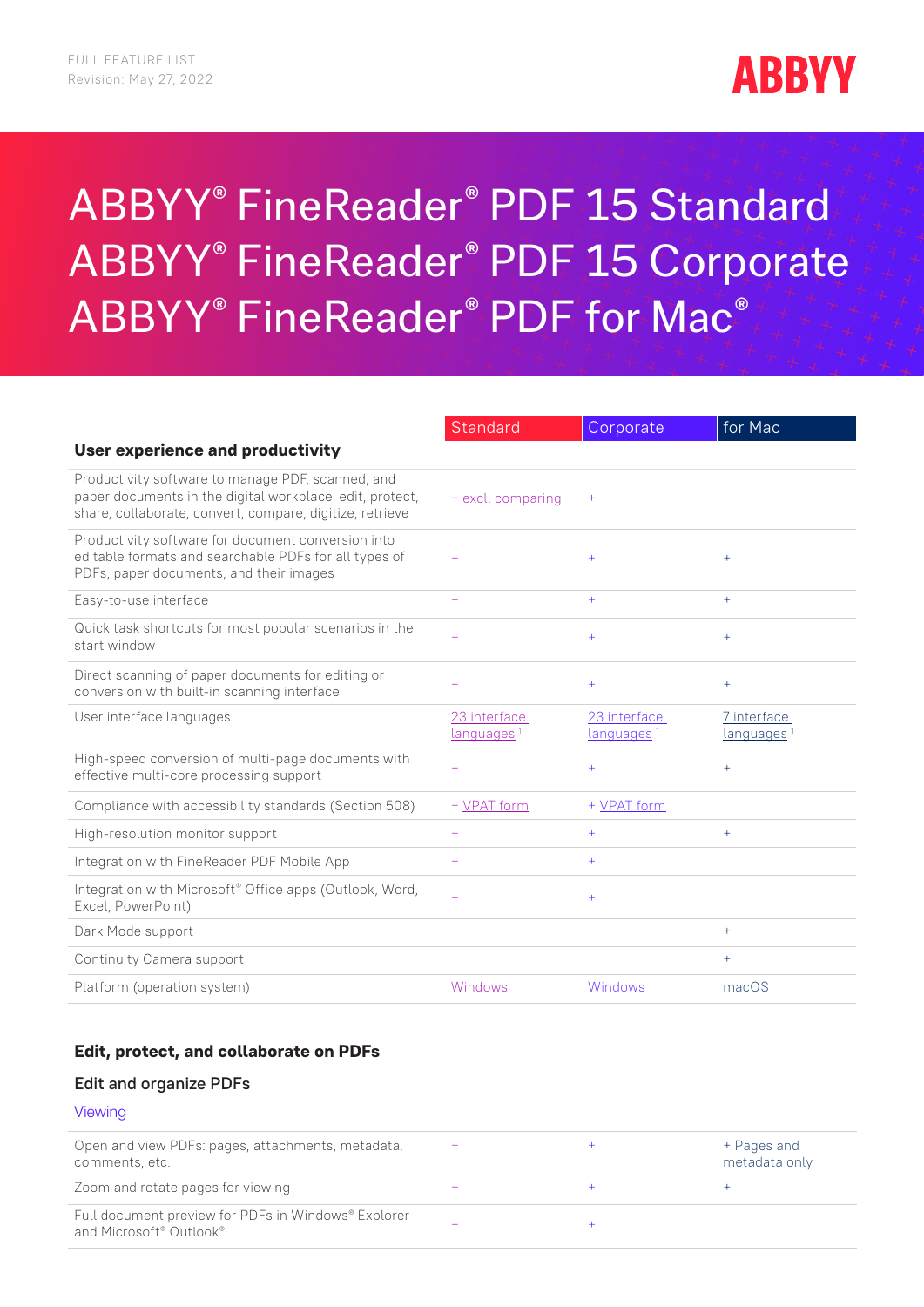FULL FEATURE LIST
Revision: May 27, 2022

# ABBYY® FineReader® PDF 15 Standard
# ABBYY® FineReader® PDF 15 Corporate
# ABBYY® FineReader® PDF for Mac®

| User experience and productivity | Standard | Corporate | for Mac |
|---|---|---|---|
| Productivity software to manage PDF, scanned, and paper documents in the digital workplace: edit, protect, share, collaborate, convert, compare, digitize, retrieve | + excl. comparing | + | |
| Productivity software for document conversion into editable formats and searchable PDFs for all types of PDFs, paper documents, and their images | + | + | + |
| Easy-to-use interface | + | + | + |
| Quick task shortcuts for most popular scenarios in the start window | + | + | + |
| Direct scanning of paper documents for editing or conversion with built-in scanning interface | + | + | + |
| User interface languages | 23 interface languages [1] | 23 interface languages [1] | 7 interface languages [1] |
| High-speed conversion of multi-page documents with effective multi-core processing support | + | + | + |
| Compliance with accessibility standards (Section 508) | + VPAT form | + VPAT form | |
| High-resolution monitor support | + | + | + |
| Integration with FineReader PDF Mobile App | + | + | |
| Integration with Microsoft® Office apps (Outlook, Word, Excel, PowerPoint) | + | + | |
| Dark Mode support | | | + |
| Continuity Camera support | | | + |
| Platform (operation system) | Windows | Windows | macOS |

## Edit, protect, and collaborate on PDFs

### Edit and organize PDFs

#### Viewing

| | Standard | Corporate | for Mac |
|---|---|---|---|
| Open and view PDFs: pages, attachments, metadata, comments, etc. | + | + | + Pages and metadata only |
| Zoom and rotate pages for viewing | + | + | + |
| Full document preview for PDFs in Windows® Explorer and Microsoft® Outlook® | + | + | |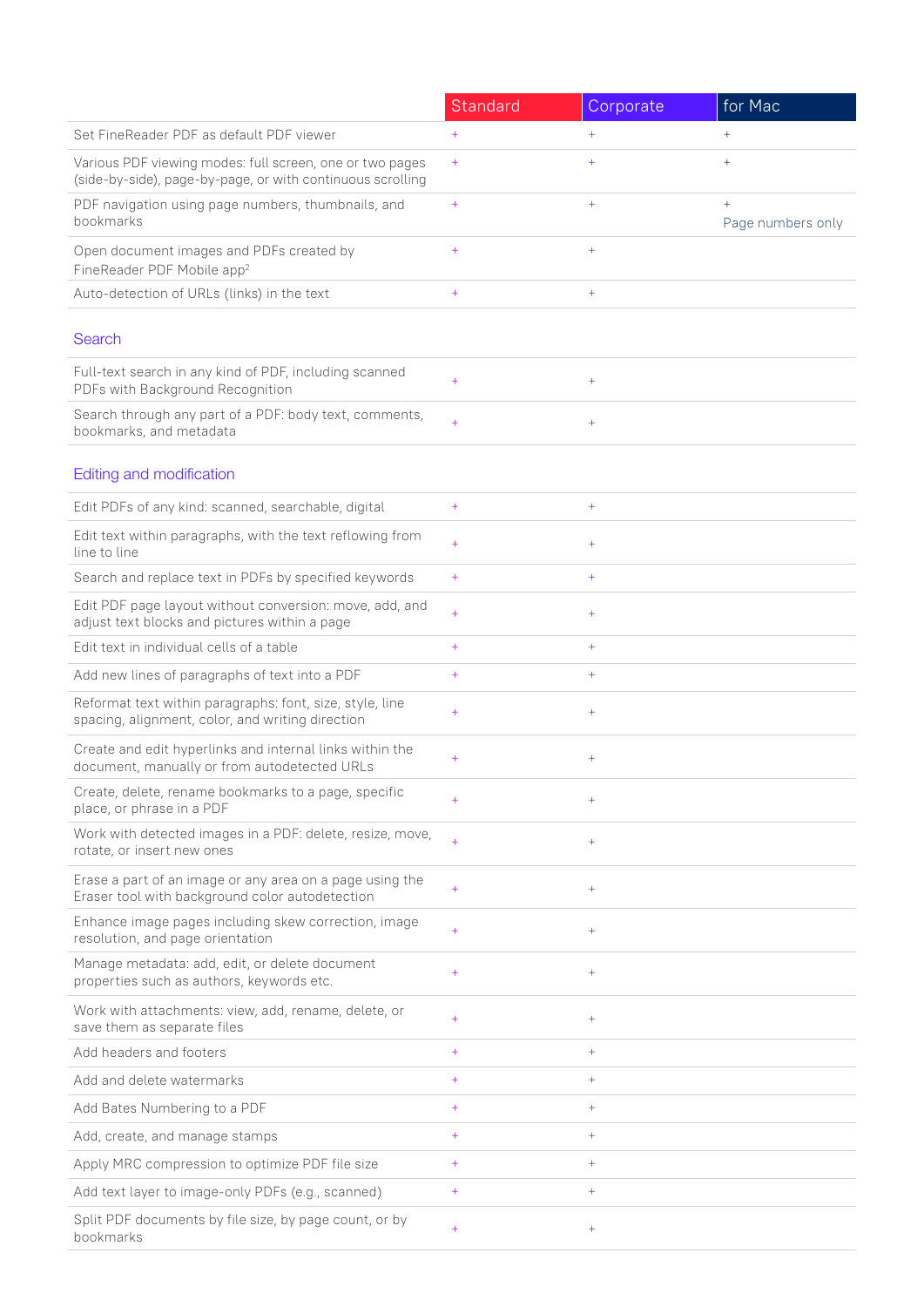| | Standard | Corporate | for Mac |
|---|---|---|---|
| Set FineReader PDF as default PDF viewer | + | + | + |
| Various PDF viewing modes: full screen, one or two pages (side-by-side), page-by-page, or with continuous scrolling | + | + | + |
| PDF navigation using page numbers, thumbnails, and bookmarks | + | + | + Page numbers only |
| Open document images and PDFs created by FineReader PDF Mobile app[2] | + | + | |
| Auto-detection of URLs (links) in the text | + | + | |
| **Search** | | | |
| Full-text search in any kind of PDF, including scanned PDFs with Background Recognition | + | + | |
| Search through any part of a PDF: body text, comments, bookmarks, and metadata | + | + | |
| **Editing and modification** | | | |
| Edit PDFs of any kind: scanned, searchable, digital | + | + | |
| Edit text within paragraphs, with the text reflowing from line to line | + | + | |
| Search and replace text in PDFs by specified keywords | + | + | |
| Edit PDF page layout without conversion: move, add, and adjust text blocks and pictures within a page | + | + | |
| Edit text in individual cells of a table | + | + | |
| Add new lines of paragraphs of text into a PDF | + | + | |
| Reformat text within paragraphs: font, size, style, line spacing, alignment, color, and writing direction | + | + | |
| Create and edit hyperlinks and internal links within the document, manually or from autodetected URLs | + | + | |
| Create, delete, rename bookmarks to a page, specific place, or phrase in a PDF | + | + | |
| Work with detected images in a PDF: delete, resize, move, rotate, or insert new ones | + | + | |
| Erase a part of an image or any area on a page using the Eraser tool with background color autodetection | + | + | |
| Enhance image pages including skew correction, image resolution, and page orientation | + | + | |
| Manage metadata: add, edit, or delete document properties such as authors, keywords etc. | + | + | |
| Work with attachments: view, add, rename, delete, or save them as separate files | + | + | |
| Add headers and footers | + | + | |
| Add and delete watermarks | + | + | |
| Add Bates Numbering to a PDF | + | + | |
| Add, create, and manage stamps | + | + | |
| Apply MRC compression to optimize PDF file size | + | + | |
| Add text layer to image-only PDFs (e.g., scanned) | + | + | |
| Split PDF documents by file size, by page count, or by bookmarks | + | + | |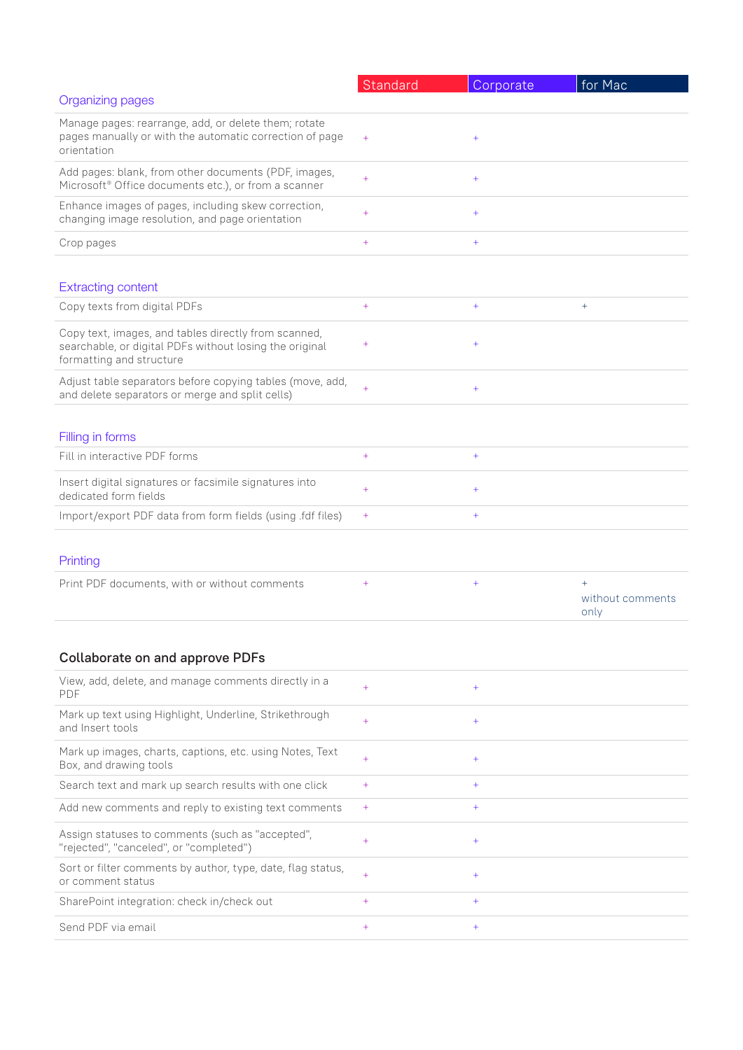| | Standard | Corporate | for Mac |
|---|---|---|---|
| **Organizing pages** | | | |
| Manage pages: rearrange, add, or delete them; rotate pages manually or with the automatic correction of page orientation | + | + | |
| Add pages: blank, from other documents (PDF, images, Microsoft® Office documents etc.), or from a scanner | + | + | |
| Enhance images of pages, including skew correction, changing image resolution, and page orientation | + | + | |
| Crop pages | + | + | |
| **Extracting content** | | | |
| Copy texts from digital PDFs | + | + | + |
| Copy text, images, and tables directly from scanned, searchable, or digital PDFs without losing the original formatting and structure | + | + | |
| Adjust table separators before copying tables (move, add, and delete separators or merge and split cells) | + | + | |
| **Filling in forms** | | | |
| Fill in interactive PDF forms | + | + | |
| Insert digital signatures or facsimile signatures into dedicated form fields | + | + | |
| Import/export PDF data from form fields (using .fdf files) | + | + | |
| **Printing** | | | |
| Print PDF documents, with or without comments | + | + | + without comments only |

## Collaborate on and approve PDFs

| | Standard | Corporate | for Mac |
|---|---|---|---|
| View, add, delete, and manage comments directly in a PDF | + | + | |
| Mark up text using Highlight, Underline, Strikethrough and Insert tools | + | + | |
| Mark up images, charts, captions, etc. using Notes, Text Box, and drawing tools | + | + | |
| Search text and mark up search results with one click | + | + | |
| Add new comments and reply to existing text comments | + | + | |
| Assign statuses to comments (such as "accepted", "rejected", "canceled", or "completed") | + | + | |
| Sort or filter comments by author, type, date, flag status, or comment status | + | + | |
| SharePoint integration: check in/check out | + | + | |
| Send PDF via email | + | + | |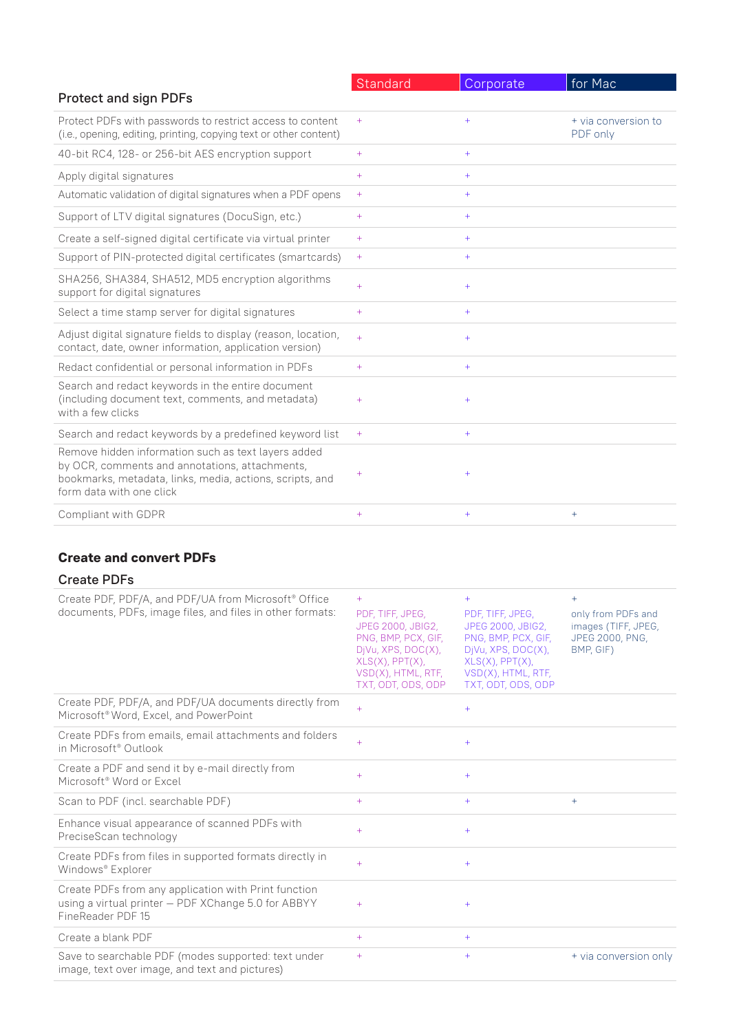## Protect and sign PDFs

| | Standard | Corporate | for Mac |
|---|---|---|---|
| Protect PDFs with passwords to restrict access to content (i.e., opening, editing, printing, copying text or other content) | + | + | + via conversion to PDF only |
| 40-bit RC4, 128- or 256-bit AES encryption support | + | + | |
| Apply digital signatures | + | + | |
| Automatic validation of digital signatures when a PDF opens | + | + | |
| Support of LTV digital signatures (DocuSign, etc.) | + | + | |
| Create a self-signed digital certificate via virtual printer | + | + | |
| Support of PIN-protected digital certificates (smartcards) | + | + | |
| SHA256, SHA384, SHA512, MD5 encryption algorithms support for digital signatures | + | + | |
| Select a time stamp server for digital signatures | + | + | |
| Adjust digital signature fields to display (reason, location, contact, date, owner information, application version) | + | + | |
| Redact confidential or personal information in PDFs | + | + | |
| Search and redact keywords in the entire document (including document text, comments, and metadata) with a few clicks | + | + | |
| Search and redact keywords by a predefined keyword list | + | + | |
| Remove hidden information such as text layers added by OCR, comments and annotations, attachments, bookmarks, metadata, links, media, actions, scripts, and form data with one click | + | + | |
| Compliant with GDPR | + | + | + |

## Create and convert PDFs

### Create PDFs

| | Standard | Corporate | for Mac |
|---|---|---|---|
| Create PDF, PDF/A, and PDF/UA from Microsoft® Office documents, PDFs, image files, and files in other formats: | + PDF, TIFF, JPEG, JPEG 2000, JBIG2, PNG, BMP, PCX, GIF, DjVu, XPS, DOC(X), XLS(X), PPT(X), VSD(X), HTML, RTF, TXT, ODT, ODS, ODP | + PDF, TIFF, JPEG, JPEG 2000, JBIG2, PNG, BMP, PCX, GIF, DjVu, XPS, DOC(X), XLS(X), PPT(X), VSD(X), HTML, RTF, TXT, ODT, ODS, ODP | + only from PDFs and images (TIFF, JPEG, JPEG 2000, PNG, BMP, GIF) |
| Create PDF, PDF/A, and PDF/UA documents directly from Microsoft® Word, Excel, and PowerPoint | + | + | |
| Create PDFs from emails, email attachments and folders in Microsoft® Outlook | + | + | |
| Create a PDF and send it by e-mail directly from Microsoft® Word or Excel | + | + | |
| Scan to PDF (incl. searchable PDF) | + | + | + |
| Enhance visual appearance of scanned PDFs with PreciseScan technology | + | + | |
| Create PDFs from files in supported formats directly in Windows® Explorer | + | + | |
| Create PDFs from any application with Print function using a virtual printer – PDF XChange 5.0 for ABBYY FineReader PDF 15 | + | + | |
| Create a blank PDF | + | + | |
| Save to searchable PDF (modes supported: text under image, text over image, and text and pictures) | + | + | + via conversion only |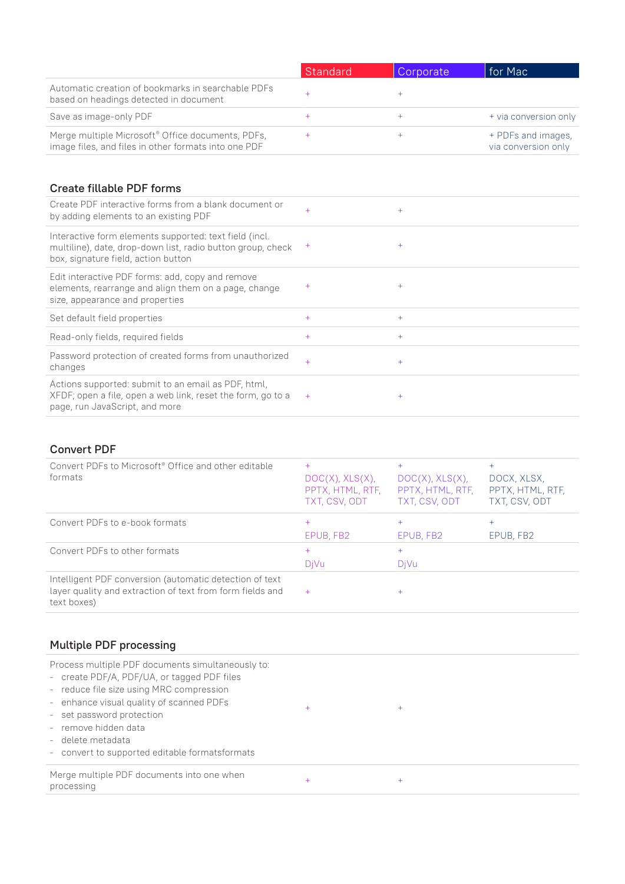| | Standard | Corporate | for Mac |
|---|---|---|---|
| Automatic creation of bookmarks in searchable PDFs based on headings detected in document | + | + | |
| Save as image-only PDF | + | + | + via conversion only |
| Merge multiple Microsoft® Office documents, PDFs, image files, and files in other formats into one PDF | + | + | + PDFs and images, via conversion only |

## Create fillable PDF forms

| | Standard | Corporate | for Mac |
|---|---|---|---|
| Create PDF interactive forms from a blank document or by adding elements to an existing PDF | + | + | |
| Interactive form elements supported: text field (incl. multiline), date, drop-down list, radio button group, check box, signature field, action button | + | + | |
| Edit interactive PDF forms: add, copy and remove elements, rearrange and align them on a page, change size, appearance and properties | + | + | |
| Set default field properties | + | + | |
| Read-only fields, required fields | + | + | |
| Password protection of created forms from unauthorized changes | + | + | |
| Actions supported: submit to an email as PDF, html, XFDF; open a file, open a web link, reset the form, go to a page, run JavaScript, and more | + | + | |

## Convert PDF

| | Standard | Corporate | for Mac |
|---|---|---|---|
| Convert PDFs to Microsoft® Office and other editable formats | + DOC(X), XLS(X), PPTX, HTML, RTF, TXT, CSV, ODT | + DOC(X), XLS(X), PPTX, HTML, RTF, TXT, CSV, ODT | + DOCX, XLSX, PPTX, HTML, RTF, TXT, CSV, ODT |
| Convert PDFs to e-book formats | + EPUB, FB2 | + EPUB, FB2 | + EPUB, FB2 |
| Convert PDFs to other formats | + DjVu | + DjVu | |
| Intelligent PDF conversion (automatic detection of text layer quality and extraction of text from form fields and text boxes) | + | + | |

## Multiple PDF processing

| | Standard | Corporate | for Mac |
|---|---|---|---|
| Process multiple PDF documents simultaneously to:<br>- create PDF/A, PDF/UA, or tagged PDF files<br>- reduce file size using MRC compression<br>- enhance visual quality of scanned PDFs<br>- set password protection<br>- remove hidden data<br>- delete metadata<br>- convert to supported editable formatsformats | + | + | |
| Merge multiple PDF documents into one when processing | + | + | |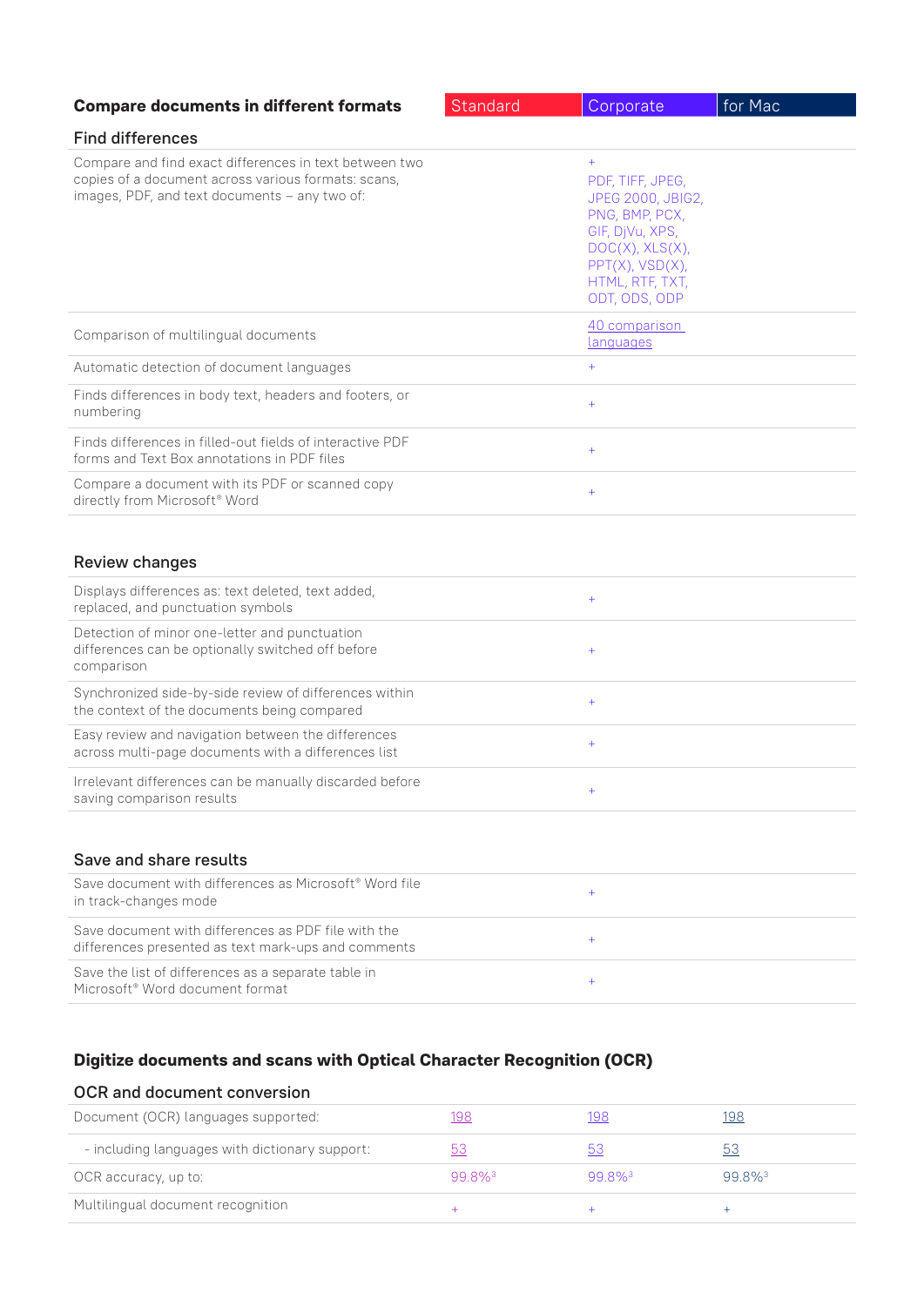| Compare documents in different formats | Standard | Corporate | for Mac |
|---|---|---|---|
| **Find differences** | | | |
| Compare and find exact differences in text between two copies of a document across various formats: scans, images, PDF, and text documents – any two of: | | + PDF, TIFF, JPEG, JPEG 2000, JBIG2, PNG, BMP, PCX, GIF, DjVu, XPS, DOC(X), XLS(X), PPT(X), VSD(X), HTML, RTF, TXT, ODT, ODS, ODP | |
| Comparison of multilingual documents | | 40 comparison languages | |
| Automatic detection of document languages | | + | |
| Finds differences in body text, headers and footers, or numbering | | + | |
| Finds differences in filled-out fields of interactive PDF forms and Text Box annotations in PDF files | | + | |
| Compare a document with its PDF or scanned copy directly from Microsoft® Word | | + | |
| **Review changes** | | | |
| Displays differences as: text deleted, text added, replaced, and punctuation symbols | | + | |
| Detection of minor one-letter and punctuation differences can be optionally switched off before comparison | | + | |
| Synchronized side-by-side review of differences within the context of the documents being compared | | + | |
| Easy review and navigation between the differences across multi-page documents with a differences list | | + | |
| Irrelevant differences can be manually discarded before saving comparison results | | + | |
| **Save and share results** | | | |
| Save document with differences as Microsoft® Word file in track-changes mode | | + | |
| Save document with differences as PDF file with the differences presented as text mark-ups and comments | | + | |
| Save the list of differences as a separate table in Microsoft® Word document format | | + | |

## Digitize documents and scans with Optical Character Recognition (OCR)

| OCR and document conversion | Standard | Corporate | for Mac |
|---|---|---|---|
| Document (OCR) languages supported: | 198 | 198 | 198 |
| - including languages with dictionary support: | 53 | 53 | 53 |
| OCR accuracy, up to: | 99.8%[3] | 99.8%[3] | 99.8%[3] |
| Multilingual document recognition | + | + | + |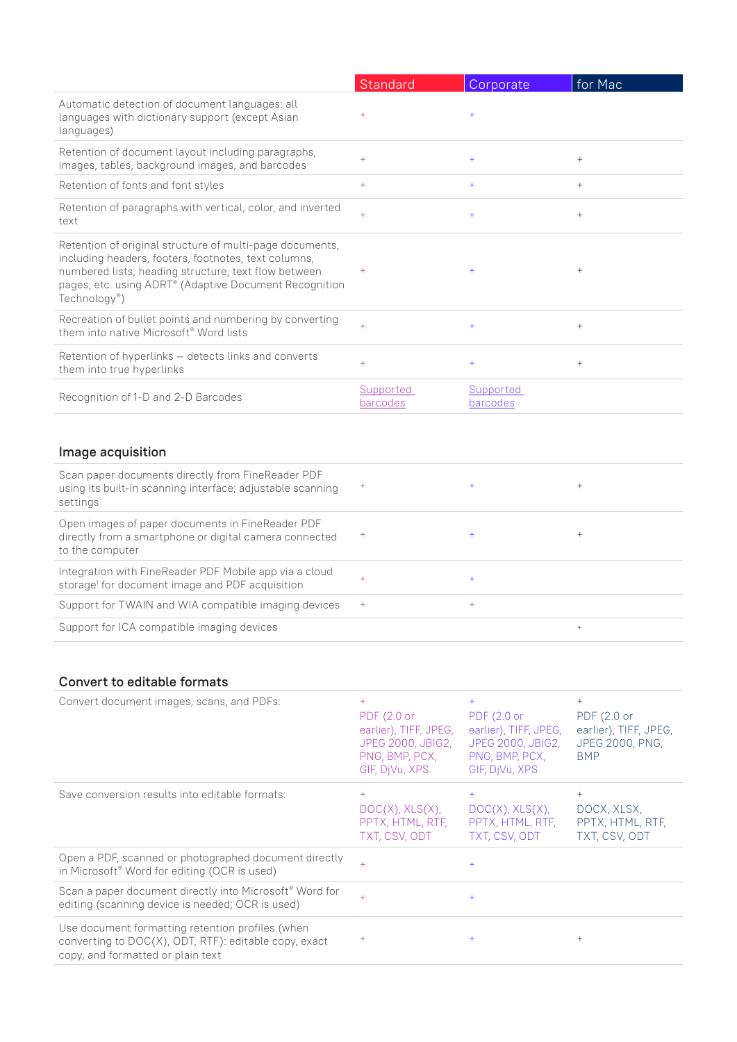| | Standard | Corporate | for Mac |
|---|---|---|---|
| Automatic detection of document languages: all languages with dictionary support (except Asian languages) | + | + | |
| Retention of document layout including paragraphs, images, tables, background images, and barcodes | + | + | + |
| Retention of fonts and font styles | + | + | + |
| Retention of paragraphs with vertical, color, and inverted text | + | + | + |
| Retention of original structure of multi-page documents, including headers, footers, footnotes, text columns, numbered lists, heading structure, text flow between pages, etc. using ADRT® (Adaptive Document Recognition Technology®) | + | + | + |
| Recreation of bullet points and numbering by converting them into native Microsoft® Word lists | + | + | + |
| Retention of hyperlinks – detects links and converts them into true hyperlinks | + | + | + |
| Recognition of 1-D and 2-D Barcodes | Supported barcodes | Supported barcodes | |

## Image acquisition

| | Standard | Corporate | for Mac |
|---|---|---|---|
| Scan paper documents directly from FineReader PDF using its built-in scanning interface; adjustable scanning settings | + | + | + |
| Open images of paper documents in FineReader PDF directly from a smartphone or digital camera connected to the computer | + | + | + |
| Integration with FineReader PDF Mobile app via a cloud storage[1] for document image and PDF acquisition | + | + | |
| Support for TWAIN and WIA compatible imaging devices | + | + | |
| Support for ICA compatible imaging devices | | | + |

## Convert to editable formats

| | Standard | Corporate | for Mac |
|---|---|---|---|
| Convert document images, scans, and PDFs: | + PDF (2.0 or earlier), TIFF, JPEG, JPEG 2000, JBIG2, PNG, BMP, PCX, GIF, DjVu, XPS | + PDF (2.0 or earlier), TIFF, JPEG, JPEG 2000, JBIG2, PNG, BMP, PCX, GIF, DjVu, XPS | + PDF (2.0 or earlier), TIFF, JPEG, JPEG 2000, PNG, BMP |
| Save conversion results into editable formats: | + DOC(X), XLS(X), PPTX, HTML, RTF, TXT, CSV, ODT | + DOC(X), XLS(X), PPTX, HTML, RTF, TXT, CSV, ODT | + DOCX, XLSX, PPTX, HTML, RTF, TXT, CSV, ODT |
| Open a PDF, scanned or photographed document directly in Microsoft® Word for editing (OCR is used) | + | + | |
| Scan a paper document directly into Microsoft® Word for editing (scanning device is needed; OCR is used) | + | + | |
| Use document formatting retention profiles (when converting to DOC(X), ODT, RTF): editable copy, exact copy, and formatted or plain text | + | + | + |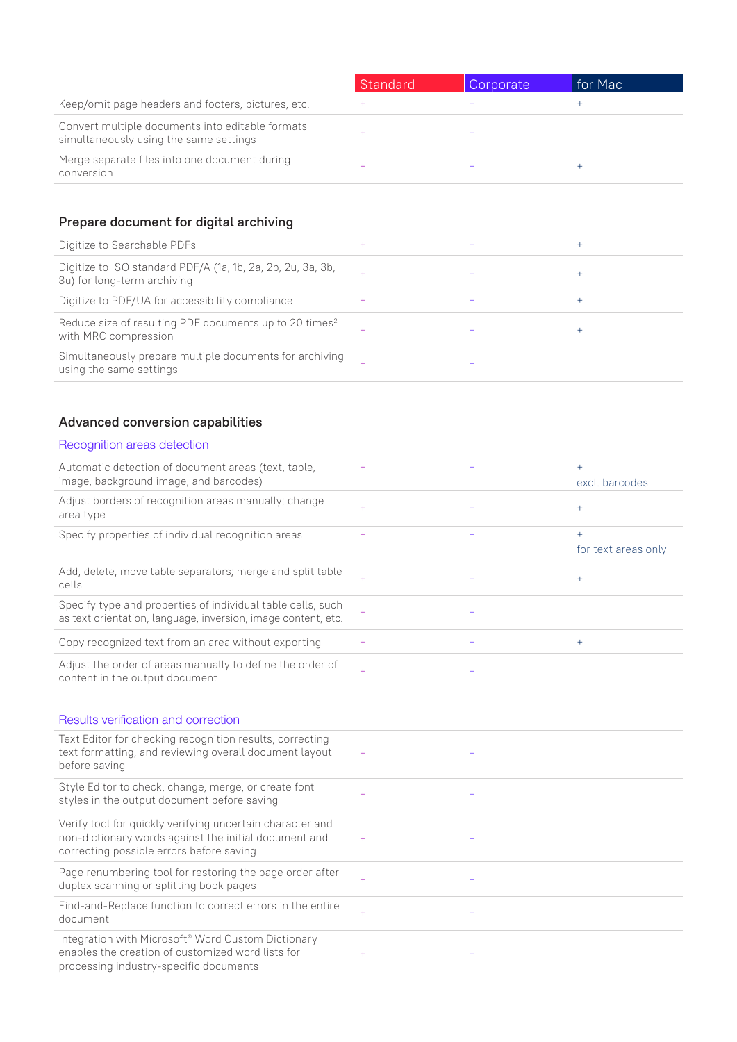| | Standard | Corporate | for Mac |
|---|---|---|---|
| Keep/omit page headers and footers, pictures, etc. | + | + | + |
| Convert multiple documents into editable formats simultaneously using the same settings | + | + | |
| Merge separate files into one document during conversion | + | + | + |

## Prepare document for digital archiving

| | Standard | Corporate | for Mac |
|---|---|---|---|
| Digitize to Searchable PDFs | + | + | + |
| Digitize to ISO standard PDF/A (1a, 1b, 2a, 2b, 2u, 3a, 3b, 3u) for long-term archiving | + | + | + |
| Digitize to PDF/UA for accessibility compliance | + | + | + |
| Reduce size of resulting PDF documents up to 20 times[2] with MRC compression | + | + | + |
| Simultaneously prepare multiple documents for archiving using the same settings | + | + | |

## Advanced conversion capabilities

### Recognition areas detection

| | Standard | Corporate | for Mac |
|---|---|---|---|
| Automatic detection of document areas (text, table, image, background image, and barcodes) | + | + | + excl. barcodes |
| Adjust borders of recognition areas manually; change area type | + | + | + |
| Specify properties of individual recognition areas | + | + | + for text areas only |
| Add, delete, move table separators; merge and split table cells | + | + | + |
| Specify type and properties of individual table cells, such as text orientation, language, inversion, image content, etc. | + | + | |
| Copy recognized text from an area without exporting | + | + | + |
| Adjust the order of areas manually to define the order of content in the output document | + | + | |

### Results verification and correction

| | Standard | Corporate | for Mac |
|---|---|---|---|
| Text Editor for checking recognition results, correcting text formatting, and reviewing overall document layout before saving | + | + | |
| Style Editor to check, change, merge, or create font styles in the output document before saving | + | + | |
| Verify tool for quickly verifying uncertain character and non-dictionary words against the initial document and correcting possible errors before saving | + | + | |
| Page renumbering tool for restoring the page order after duplex scanning or splitting book pages | + | + | |
| Find-and-Replace function to correct errors in the entire document | + | + | |
| Integration with Microsoft® Word Custom Dictionary enables the creation of customized word lists for processing industry-specific documents | + | + | |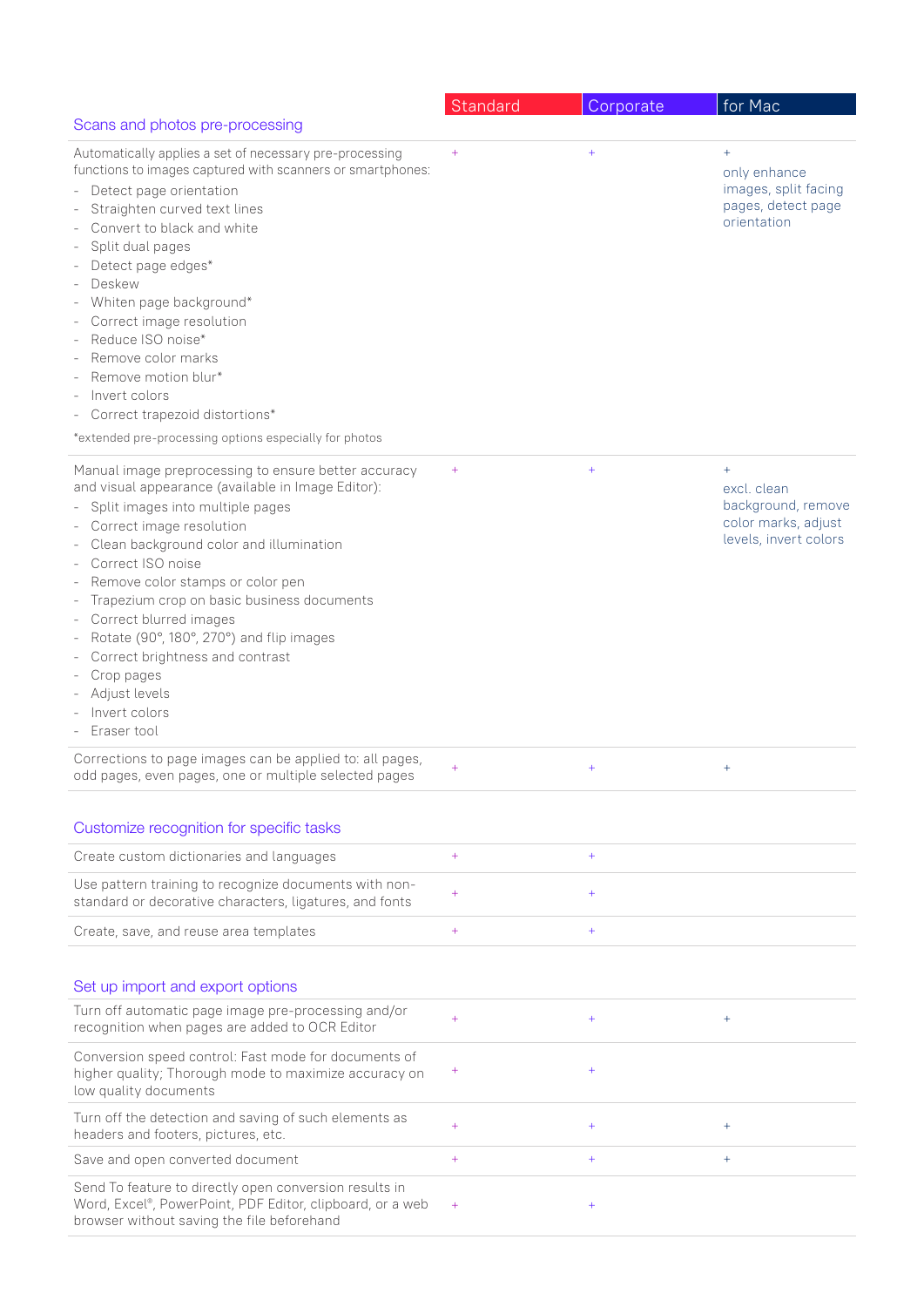| | Standard | Corporate | for Mac |
|---|---|---|---|
| **Scans and photos pre-processing** | | | |
| Automatically applies a set of necessary pre-processing functions to images captured with scanners or smartphones:<br>- Detect page orientation<br>- Straighten curved text lines<br>- Convert to black and white<br>- Split dual pages<br>- Detect page edges*<br>- Deskew<br>- Whiten page background*<br>- Correct image resolution<br>- Reduce ISO noise*<br>- Remove color marks<br>- Remove motion blur*<br>- Invert colors<br>- Correct trapezoid distortions*<br><br>*extended pre-processing options especially for photos | + | + | +<br>only enhance images, split facing pages, detect page orientation |
| Manual image preprocessing to ensure better accuracy and visual appearance (available in Image Editor):<br>- Split images into multiple pages<br>- Correct image resolution<br>- Clean background color and illumination<br>- Correct ISO noise<br>- Remove color stamps or color pen<br>- Trapezium crop on basic business documents<br>- Correct blurred images<br>- Rotate (90°, 180°, 270°) and flip images<br>- Correct brightness and contrast<br>- Crop pages<br>- Adjust levels<br>- Invert colors<br>- Eraser tool | + | + | +<br>excl. clean background, remove color marks, adjust levels, invert colors |
| Corrections to page images can be applied to: all pages, odd pages, even pages, one or multiple selected pages | + | + | + |
| **Customize recognition for specific tasks** | | | |
| Create custom dictionaries and languages | + | + | |
| Use pattern training to recognize documents with non-standard or decorative characters, ligatures, and fonts | + | + | |
| Create, save, and reuse area templates | + | + | |
| **Set up import and export options** | | | |
| Turn off automatic page image pre-processing and/or recognition when pages are added to OCR Editor | + | + | + |
| Conversion speed control: Fast mode for documents of higher quality; Thorough mode to maximize accuracy on low quality documents | + | + | |
| Turn off the detection and saving of such elements as headers and footers, pictures, etc. | + | + | + |
| Save and open converted document | + | + | + |
| Send To feature to directly open conversion results in Word, Excel®, PowerPoint, PDF Editor, clipboard, or a web browser without saving the file beforehand | + | + | |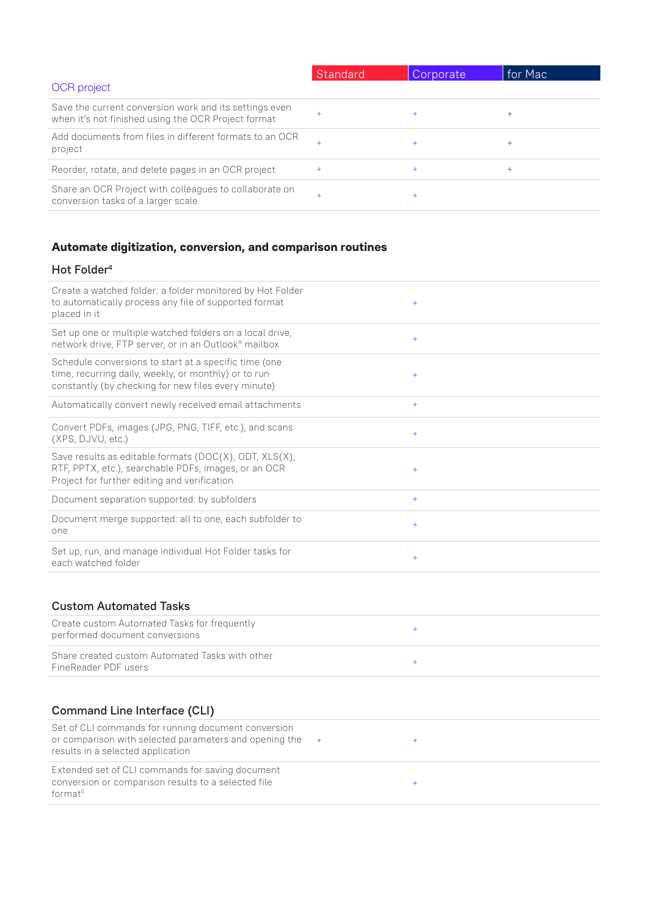| OCR project | Standard | Corporate | for Mac |
|---|---|---|---|
| Save the current conversion work and its settings even when it's not finished using the OCR Project format | + | + | + |
| Add documents from files in different formats to an OCR project | + | + | + |
| Reorder, rotate, and delete pages in an OCR project | + | + | + |
| Share an OCR Project with colleagues to collaborate on conversion tasks of a larger scale | + | + | |

## Automate digitization, conversion, and comparison routines

| Hot Folder[4] | Standard | Corporate | for Mac |
|---|---|---|---|
| Create a watched folder: a folder monitored by Hot Folder to automatically process any file of supported format placed in it | | + | |
| Set up one or multiple watched folders on a local drive, network drive, FTP server, or in an Outlook® mailbox | | + | |
| Schedule conversions to start at a specific time (one time, recurring daily, weekly, or monthly) or to run constantly (by checking for new files every minute) | | + | |
| Automatically convert newly received email attachments | | + | |
| Convert PDFs, images (JPG, PNG, TIFF, etc.), and scans (XPS, DJVU, etc.) | | + | |
| Save results as editable formats (DOC(X), ODT, XLS(X), RTF, PPTX, etc.), searchable PDFs, images, or an OCR Project for further editing and verification | | + | |
| Document separation supported: by subfolders | | + | |
| Document merge supported: all to one, each subfolder to one | | + | |
| Set up, run, and manage individual Hot Folder tasks for each watched folder | | + | |

| Custom Automated Tasks | Standard | Corporate | for Mac |
|---|---|---|---|
| Create custom Automated Tasks for frequently performed document conversions | | + | |
| Share created custom Automated Tasks with other FineReader PDF users | | + | |

| Command Line Interface (CLI) | Standard | Corporate | for Mac |
|---|---|---|---|
| Set of CLI commands for running document conversion or comparison with selected parameters and opening the results in a selected application | + | + | |
| Extended set of CLI commands for saving document conversion or comparison results to a selected file format[5] | | + | |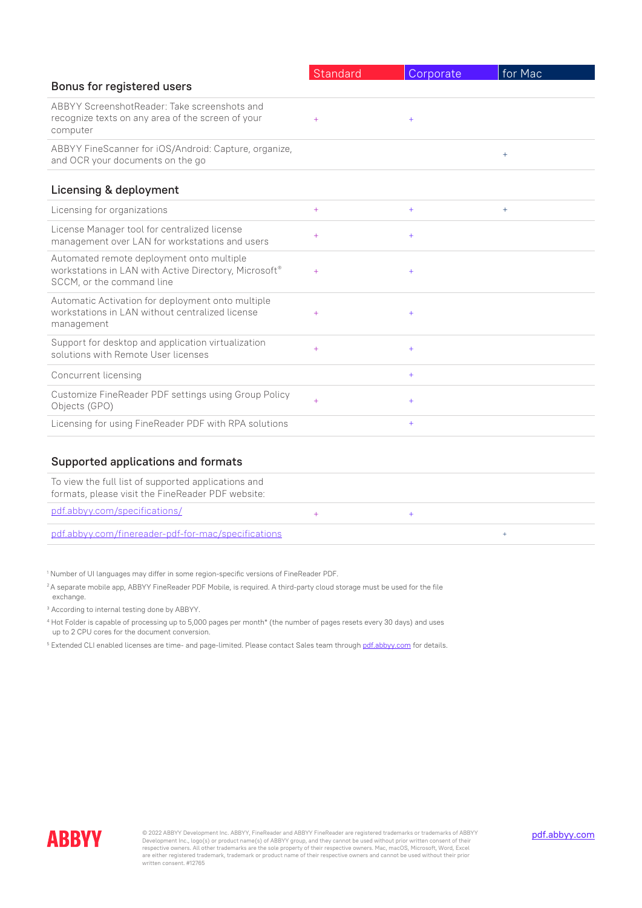| | Standard | Corporate | for Mac |
|---|---|---|---|
| **Bonus for registered users** | | | |
| ABBYY ScreenshotReader: Take screenshots and recognize texts on any area of the screen of your computer | + | + | |
| ABBYY FineScanner for iOS/Android: Capture, organize, and OCR your documents on the go | | | + |
| **Licensing & deployment** | | | |
| Licensing for organizations | + | + | + |
| License Manager tool for centralized license management over LAN for workstations and users | + | + | |
| Automated remote deployment onto multiple workstations in LAN with Active Directory, Microsoft® SCCM, or the command line | + | + | |
| Automatic Activation for deployment onto multiple workstations in LAN without centralized license management | + | + | |
| Support for desktop and application virtualization solutions with Remote User licenses | + | + | |
| Concurrent licensing | | + | |
| Customize FineReader PDF settings using Group Policy Objects (GPO) | + | + | |
| Licensing for using FineReader PDF with RPA solutions | | + | |
| **Supported applications and formats** | | | |
| To view the full list of supported applications and formats, please visit the FineReader PDF website: | | | |
| pdf.abbyy.com/specifications/ | + | + | |
| pdf.abbyy.com/finereader-pdf-for-mac/specifications | | | + |

[1] Number of UI languages may differ in some region-specific versions of FineReader PDF.

[2] A separate mobile app, ABBYY FineReader PDF Mobile, is required. A third-party cloud storage must be used for the file exchange.

[3] According to internal testing done by ABBYY.

[4] Hot Folder is capable of processing up to 5,000 pages per month* (the number of pages resets every 30 days) and uses up to 2 CPU cores for the document conversion.

[5] Extended CLI enabled licenses are time- and page-limited. Please contact Sales team through pdf.abbyy.com for details.

ABBYY

© 2022 ABBYY Development Inc. ABBYY, FineReader and ABBYY FineReader are registered trademarks or trademarks of ABBYY Development Inc., logo(s) or product name(s) of ABBYY group, and they cannot be used without prior written consent of their respective owners. All other trademarks are the sole property of their respective owners. Mac, macOS, Microsoft, Word, Excel are either registered trademark, trademark or product name of their respective owners and cannot be used without their prior written consent. #12765

pdf.abbyy.com